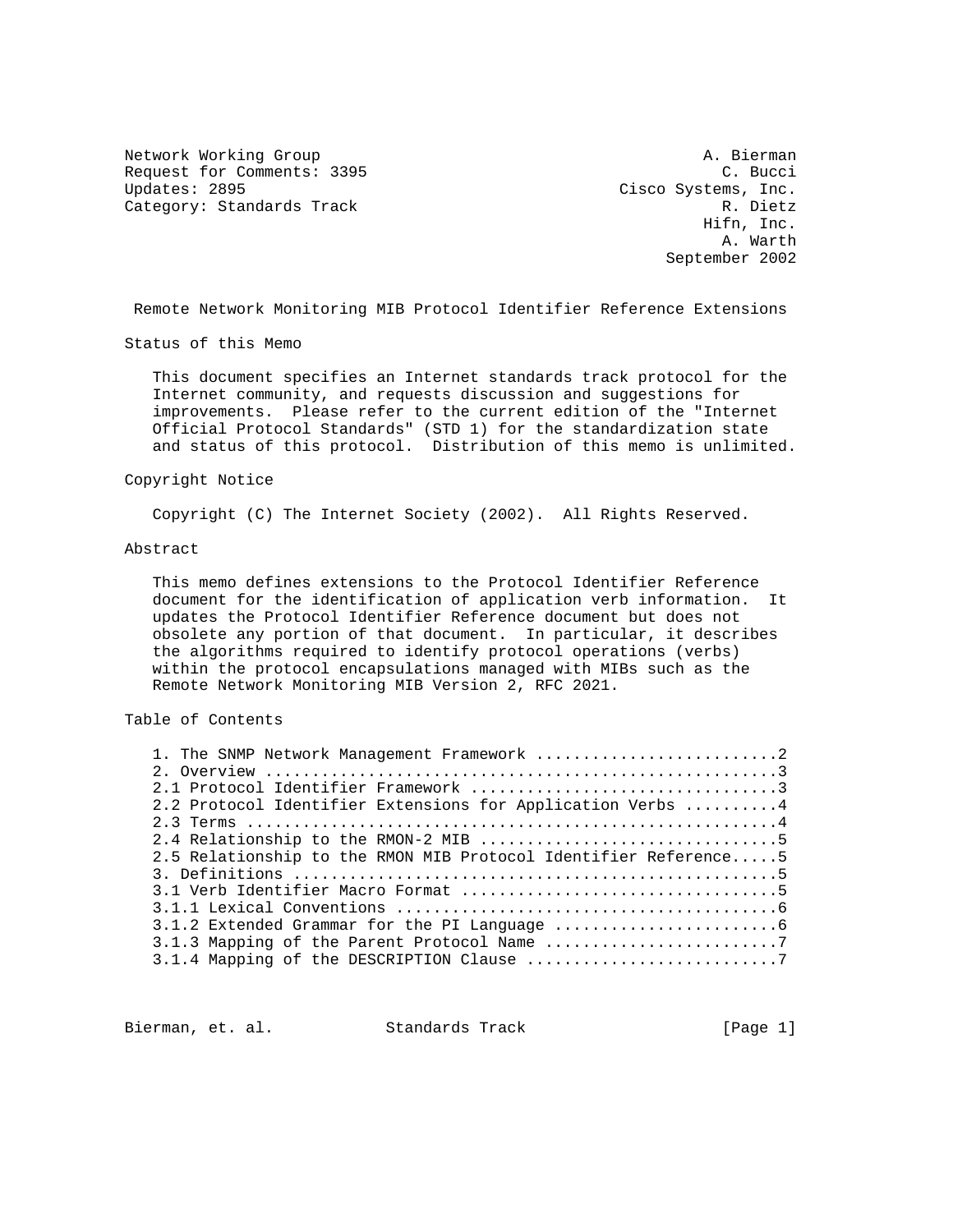Network Working Group A. Bierman
Request for Comments: 3395 C. Bucci
Updates: 2895 Cisco Systems, Inc.
Category: Standards Track R. Dietz
Hifn, Inc.
A. Warth
September 2002

# Remote Network Monitoring MIB Protocol Identifier Reference Extensions

## Status of this Memo

This document specifies an Internet standards track protocol for the Internet community, and requests discussion and suggestions for improvements. Please refer to the current edition of the "Internet Official Protocol Standards" (STD 1) for the standardization state and status of this protocol. Distribution of this memo is unlimited.

## Copyright Notice

Copyright (C) The Internet Society (2002). All Rights Reserved.

## Abstract

This memo defines extensions to the Protocol Identifier Reference document for the identification of application verb information. It updates the Protocol Identifier Reference document but does not obsolete any portion of that document. In particular, it describes the algorithms required to identify protocol operations (verbs) within the protocol encapsulations managed with MIBs such as the Remote Network Monitoring MIB Version 2, RFC 2021.

## Table of Contents

```
1. The SNMP Network Management Framework ..........................2
2. Overview .......................................................3
2.1 Protocol Identifier Framework .................................3
2.2 Protocol Identifier Extensions for Application Verbs ..........4
2.3 Terms .........................................................4
2.4 Relationship to the RMON-2 MIB ................................5
2.5 Relationship to the RMON MIB Protocol Identifier Reference.....5
3. Definitions ....................................................5
3.1 Verb Identifier Macro Format ..................................5
3.1.1 Lexical Conventions .........................................6
3.1.2 Extended Grammar for the PI Language ........................6
3.1.3 Mapping of the Parent Protocol Name .........................7
3.1.4 Mapping of the DESCRIPTION Clause ...........................7
```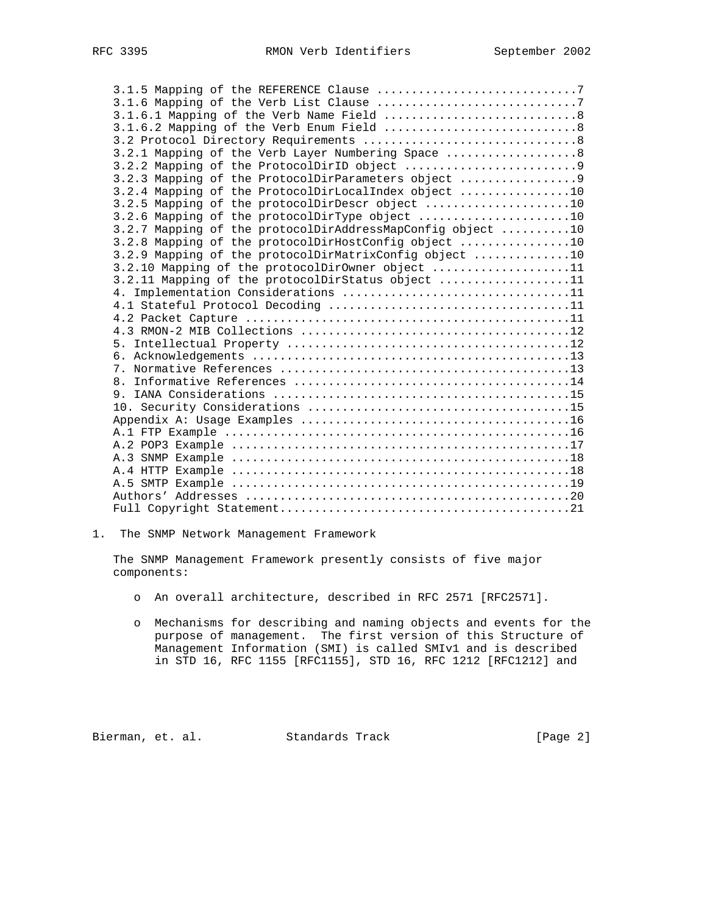3.1.5 Mapping of the REFERENCE Clause ............................7
3.1.6 Mapping of the Verb List Clause ............................7
3.1.6.1 Mapping of the Verb Name Field ...........................8
3.1.6.2 Mapping of the Verb Enum Field ...........................8
3.2 Protocol Directory Requirements ..............................8
3.2.1 Mapping of the Verb Layer Numbering Space ..................8
3.2.2 Mapping of the ProtocolDirID object ........................9
3.2.3 Mapping of the ProtocolDirParameters object ................9
3.2.4 Mapping of the ProtocolDirLocalIndex object ...............10
3.2.5 Mapping of the protocolDirDescr object ....................10
3.2.6 Mapping of the protocolDirType object .....................10
3.2.7 Mapping of the protocolDirAddressMapConfig object .........10
3.2.8 Mapping of the protocolDirHostConfig object ...............10
3.2.9 Mapping of the protocolDirMatrixConfig object .............10
3.2.10 Mapping of the protocolDirOwner object ...................11
3.2.11 Mapping of the protocolDirStatus object ..................11
4. Implementation Considerations ................................11
4.1 Stateful Protocol Decoding ..................................11
4.2 Packet Capture ..............................................11
4.3 RMON-2 MIB Collections ......................................12
5. Intellectual Property ........................................12
6. Acknowledgements .............................................13
7. Normative References .........................................13
8. Informative References .......................................14
9. IANA Considerations ..........................................15
10. Security Considerations .....................................15
Appendix A: Usage Examples ......................................16
A.1 FTP Example .................................................16
A.2 POP3 Example ................................................17
A.3 SNMP Example ................................................18
A.4 HTTP Example ................................................18
A.5 SMTP Example ................................................19
Authors' Addresses ..............................................20
Full Copyright Statement.........................................21

# 1. The SNMP Network Management Framework

The SNMP Management Framework presently consists of five major components:

- An overall architecture, described in RFC 2571 [RFC2571].

- Mechanisms for describing and naming objects and events for the purpose of management. The first version of this Structure of Management Information (SMI) is called SMIv1 and is described in STD 16, RFC 1155 [RFC1155], STD 16, RFC 1212 [RFC1212] and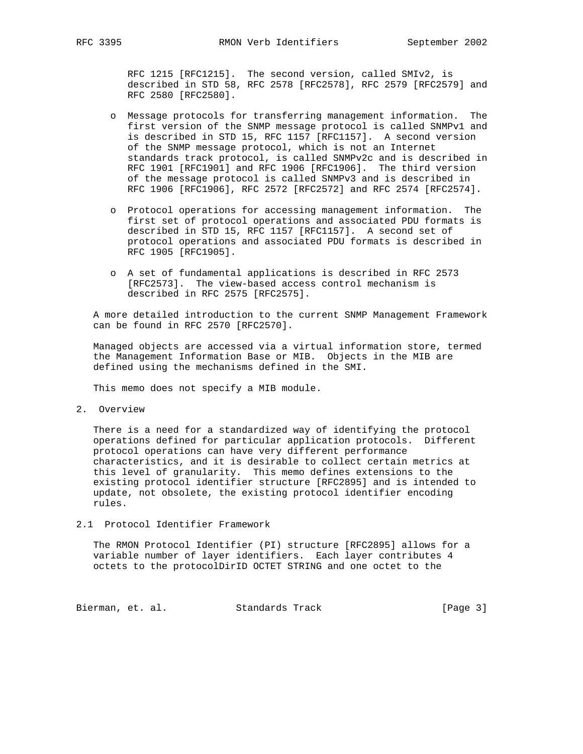RFC 1215 [RFC1215]. The second version, called SMIv2, is described in STD 58, RFC 2578 [RFC2578], RFC 2579 [RFC2579] and RFC 2580 [RFC2580].

- Message protocols for transferring management information. The first version of the SNMP message protocol is called SNMPv1 and is described in STD 15, RFC 1157 [RFC1157]. A second version of the SNMP message protocol, which is not an Internet standards track protocol, is called SNMPv2c and is described in RFC 1901 [RFC1901] and RFC 1906 [RFC1906]. The third version of the message protocol is called SNMPv3 and is described in RFC 1906 [RFC1906], RFC 2572 [RFC2572] and RFC 2574 [RFC2574].

- Protocol operations for accessing management information. The first set of protocol operations and associated PDU formats is described in STD 15, RFC 1157 [RFC1157]. A second set of protocol operations and associated PDU formats is described in RFC 1905 [RFC1905].

- A set of fundamental applications is described in RFC 2573 [RFC2573]. The view-based access control mechanism is described in RFC 2575 [RFC2575].

A more detailed introduction to the current SNMP Management Framework can be found in RFC 2570 [RFC2570].

Managed objects are accessed via a virtual information store, termed the Management Information Base or MIB. Objects in the MIB are defined using the mechanisms defined in the SMI.

This memo does not specify a MIB module.

## 2. Overview

There is a need for a standardized way of identifying the protocol operations defined for particular application protocols. Different protocol operations can have very different performance characteristics, and it is desirable to collect certain metrics at this level of granularity. This memo defines extensions to the existing protocol identifier structure [RFC2895] and is intended to update, not obsolete, the existing protocol identifier encoding rules.

### 2.1 Protocol Identifier Framework

The RMON Protocol Identifier (PI) structure [RFC2895] allows for a variable number of layer identifiers. Each layer contributes 4 octets to the protocolDirID OCTET STRING and one octet to the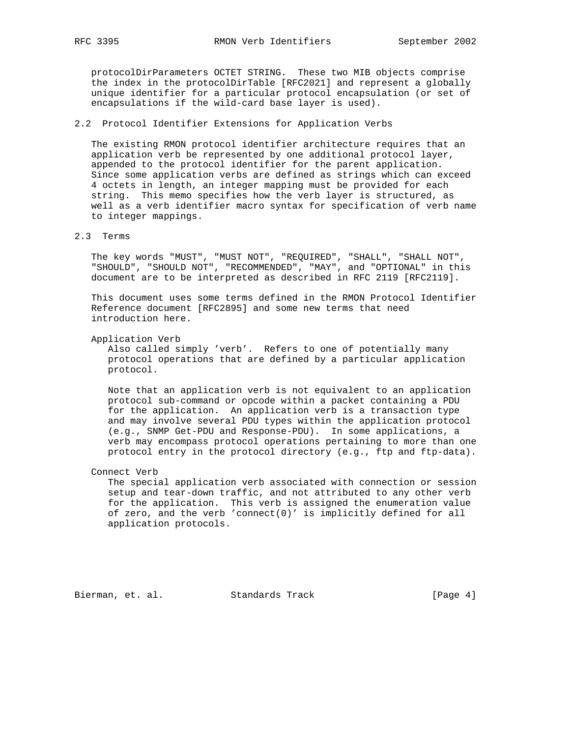protocolDirParameters OCTET STRING. These two MIB objects comprise the index in the protocolDirTable [RFC2021] and represent a globally unique identifier for a particular protocol encapsulation (or set of encapsulations if the wild-card base layer is used).

## 2.2 Protocol Identifier Extensions for Application Verbs

The existing RMON protocol identifier architecture requires that an application verb be represented by one additional protocol layer, appended to the protocol identifier for the parent application. Since some application verbs are defined as strings which can exceed 4 octets in length, an integer mapping must be provided for each string. This memo specifies how the verb layer is structured, as well as a verb identifier macro syntax for specification of verb name to integer mappings.

## 2.3 Terms

The key words "MUST", "MUST NOT", "REQUIRED", "SHALL", "SHALL NOT", "SHOULD", "SHOULD NOT", "RECOMMENDED", "MAY", and "OPTIONAL" in this document are to be interpreted as described in RFC 2119 [RFC2119].

This document uses some terms defined in the RMON Protocol Identifier Reference document [RFC2895] and some new terms that need introduction here.

Application Verb

Also called simply 'verb'. Refers to one of potentially many protocol operations that are defined by a particular application protocol.

Note that an application verb is not equivalent to an application protocol sub-command or opcode within a packet containing a PDU for the application. An application verb is a transaction type and may involve several PDU types within the application protocol (e.g., SNMP Get-PDU and Response-PDU). In some applications, a verb may encompass protocol operations pertaining to more than one protocol entry in the protocol directory (e.g., ftp and ftp-data).

Connect Verb

The special application verb associated with connection or session setup and tear-down traffic, and not attributed to any other verb for the application. This verb is assigned the enumeration value of zero, and the verb 'connect(0)' is implicitly defined for all application protocols.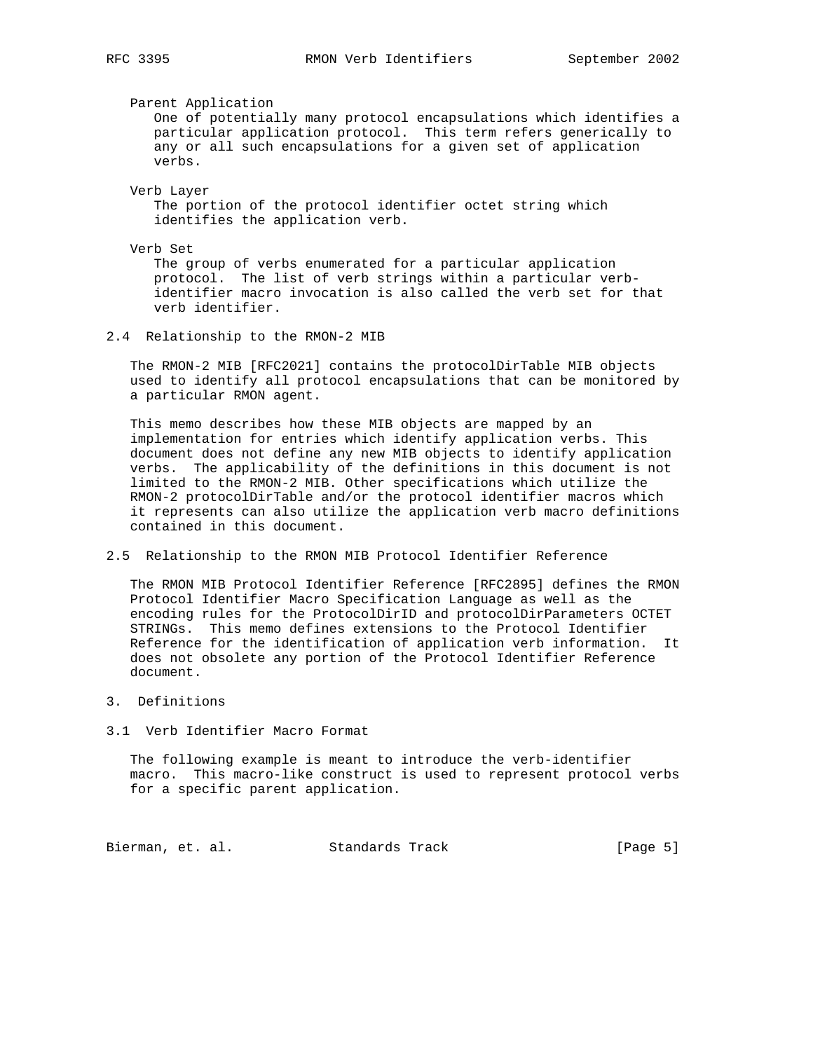Parent Application
: One of potentially many protocol encapsulations which identifies a particular application protocol. This term refers generically to any or all such encapsulations for a given set of application verbs.

Verb Layer
: The portion of the protocol identifier octet string which identifies the application verb.

Verb Set
: The group of verbs enumerated for a particular application protocol. The list of verb strings within a particular verb-identifier macro invocation is also called the verb set for that verb identifier.

### 2.4 Relationship to the RMON-2 MIB

The RMON-2 MIB [RFC2021] contains the protocolDirTable MIB objects used to identify all protocol encapsulations that can be monitored by a particular RMON agent.

This memo describes how these MIB objects are mapped by an implementation for entries which identify application verbs. This document does not define any new MIB objects to identify application verbs. The applicability of the definitions in this document is not limited to the RMON-2 MIB. Other specifications which utilize the RMON-2 protocolDirTable and/or the protocol identifier macros which it represents can also utilize the application verb macro definitions contained in this document.

### 2.5 Relationship to the RMON MIB Protocol Identifier Reference

The RMON MIB Protocol Identifier Reference [RFC2895] defines the RMON Protocol Identifier Macro Specification Language as well as the encoding rules for the ProtocolDirID and protocolDirParameters OCTET STRINGs. This memo defines extensions to the Protocol Identifier Reference for the identification of application verb information. It does not obsolete any portion of the Protocol Identifier Reference document.

## 3. Definitions

### 3.1 Verb Identifier Macro Format

The following example is meant to introduce the verb-identifier macro. This macro-like construct is used to represent protocol verbs for a specific parent application.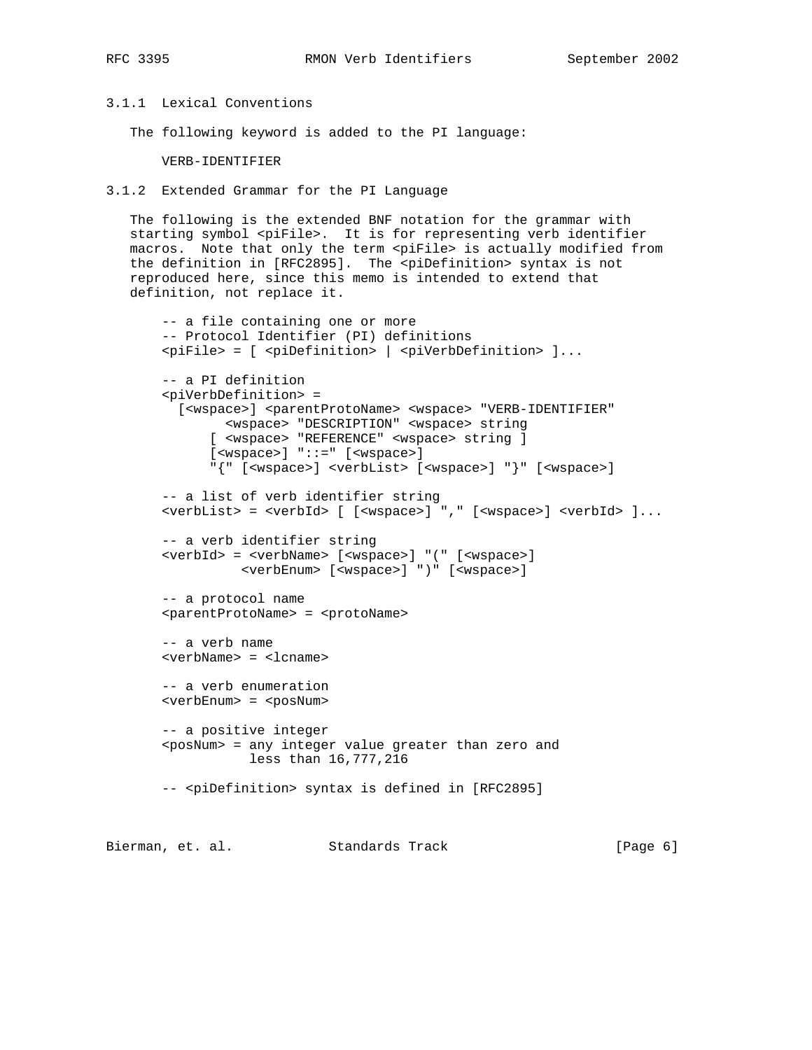### 3.1.1 Lexical Conventions

The following keyword is added to the PI language:

```
VERB-IDENTIFIER
```

### 3.1.2 Extended Grammar for the PI Language

The following is the extended BNF notation for the grammar with starting symbol <piFile>. It is for representing verb identifier macros. Note that only the term <piFile> is actually modified from the definition in [RFC2895]. The <piDefinition> syntax is not reproduced here, since this memo is intended to extend that definition, not replace it.

```
-- a file containing one or more
-- Protocol Identifier (PI) definitions
<piFile> = [ <piDefinition> | <piVerbDefinition> ]...

-- a PI definition
<piVerbDefinition> =
  [<wspace>] <parentProtoName> <wspace> "VERB-IDENTIFIER"
        <wspace> "DESCRIPTION" <wspace> string
      [ <wspace> "REFERENCE" <wspace> string ]
      [<wspace>] "::=" [<wspace>]
      "{" [<wspace>] <verbList> [<wspace>] "}" [<wspace>]

-- a list of verb identifier string
<verbList> = <verbId> [ [<wspace>] "," [<wspace>] <verbId> ]...

-- a verb identifier string
<verbId> = <verbName> [<wspace>] "(" [<wspace>]
          <verbEnum> [<wspace>] ")" [<wspace>]

-- a protocol name
<parentProtoName> = <protoName>

-- a verb name
<verbName> = <lcname>

-- a verb enumeration
<verbEnum> = <posNum>

-- a positive integer
<posNum> = any integer value greater than zero and
           less than 16,777,216

-- <piDefinition> syntax is defined in [RFC2895]
```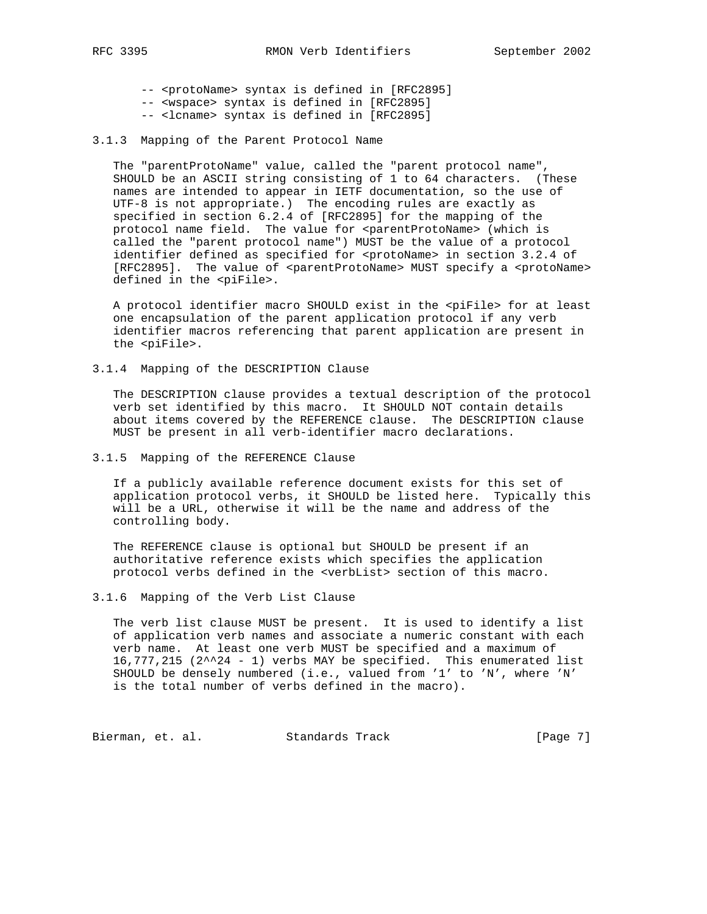```
-- <protoName> syntax is defined in [RFC2895]
-- <wspace> syntax is defined in [RFC2895]
-- <lcname> syntax is defined in [RFC2895]
```

### 3.1.3 Mapping of the Parent Protocol Name

The "parentProtoName" value, called the "parent protocol name", SHOULD be an ASCII string consisting of 1 to 64 characters. (These names are intended to appear in IETF documentation, so the use of UTF-8 is not appropriate.) The encoding rules are exactly as specified in section 6.2.4 of [RFC2895] for the mapping of the protocol name field. The value for <parentProtoName> (which is called the "parent protocol name") MUST be the value of a protocol identifier defined as specified for <protoName> in section 3.2.4 of [RFC2895]. The value of <parentProtoName> MUST specify a <protoName> defined in the <piFile>.

A protocol identifier macro SHOULD exist in the <piFile> for at least one encapsulation of the parent application protocol if any verb identifier macros referencing that parent application are present in the <piFile>.

### 3.1.4 Mapping of the DESCRIPTION Clause

The DESCRIPTION clause provides a textual description of the protocol verb set identified by this macro. It SHOULD NOT contain details about items covered by the REFERENCE clause. The DESCRIPTION clause MUST be present in all verb-identifier macro declarations.

### 3.1.5 Mapping of the REFERENCE Clause

If a publicly available reference document exists for this set of application protocol verbs, it SHOULD be listed here. Typically this will be a URL, otherwise it will be the name and address of the controlling body.

The REFERENCE clause is optional but SHOULD be present if an authoritative reference exists which specifies the application protocol verbs defined in the <verbList> section of this macro.

### 3.1.6 Mapping of the Verb List Clause

The verb list clause MUST be present. It is used to identify a list of application verb names and associate a numeric constant with each verb name. At least one verb MUST be specified and a maximum of 16,777,215 (2^^24 - 1) verbs MAY be specified. This enumerated list SHOULD be densely numbered (i.e., valued from '1' to 'N', where 'N' is the total number of verbs defined in the macro).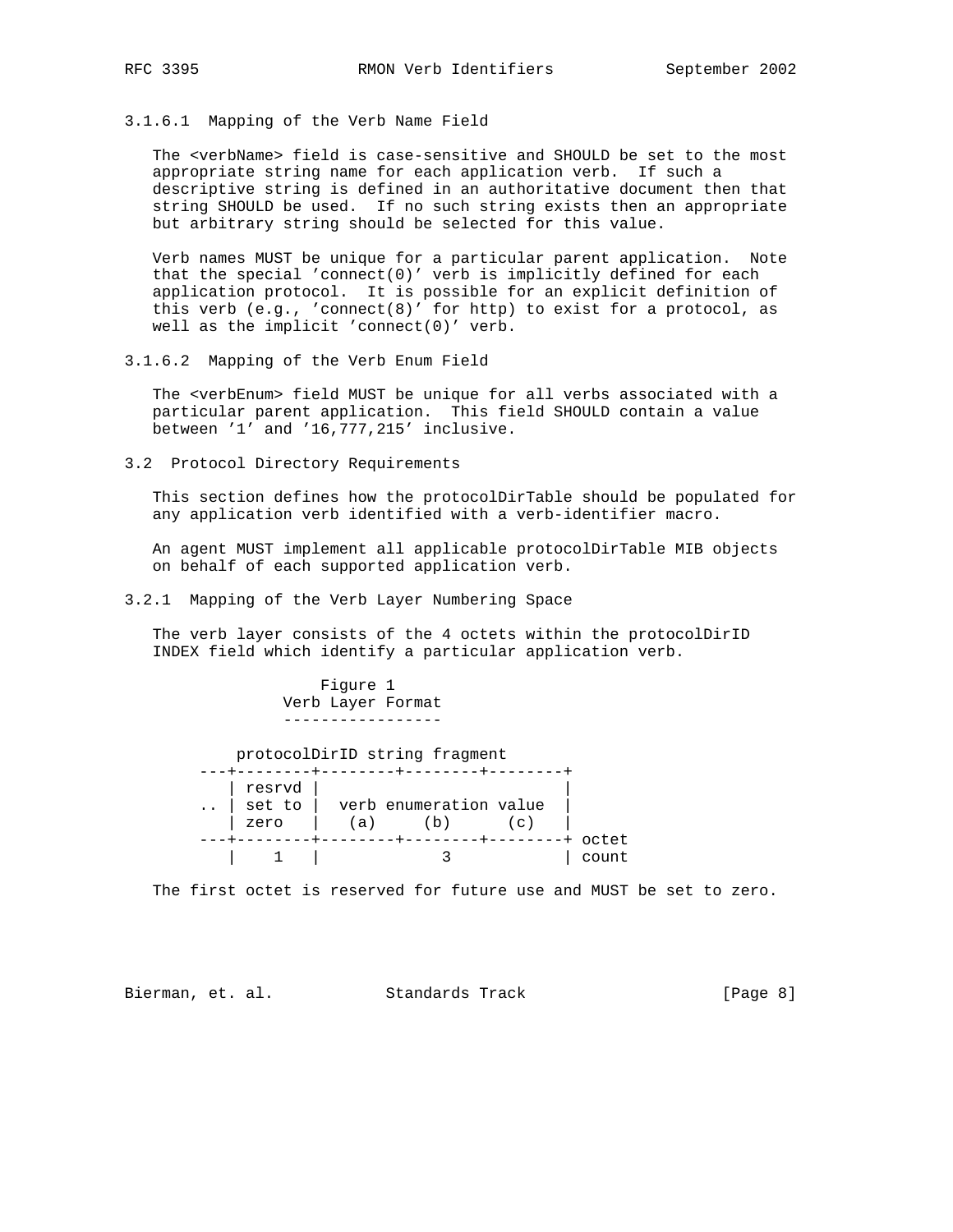#### 3.1.6.1 Mapping of the Verb Name Field

The <verbName> field is case-sensitive and SHOULD be set to the most appropriate string name for each application verb. If such a descriptive string is defined in an authoritative document then that string SHOULD be used. If no such string exists then an appropriate but arbitrary string should be selected for this value.

Verb names MUST be unique for a particular parent application. Note that the special 'connect(0)' verb is implicitly defined for each application protocol. It is possible for an explicit definition of this verb (e.g., 'connect(8)' for http) to exist for a protocol, as well as the implicit 'connect(0)' verb.

#### 3.1.6.2 Mapping of the Verb Enum Field

The <verbEnum> field MUST be unique for all verbs associated with a particular parent application. This field SHOULD contain a value between '1' and '16,777,215' inclusive.

## 3.2 Protocol Directory Requirements

This section defines how the protocolDirTable should be populated for any application verb identified with a verb-identifier macro.

An agent MUST implement all applicable protocolDirTable MIB objects on behalf of each supported application verb.

### 3.2.1 Mapping of the Verb Layer Numbering Space

The verb layer consists of the 4 octets within the protocolDirID INDEX field which identify a particular application verb.

```
                  Figure 1
              Verb Layer Format
              -----------------

         protocolDirID string fragment
     ---+--------+--------+--------+--------+
        | resrvd |                          |
     .. | set to |  verb enumeration value  |
        | zero   |   (a)     (b)      (c)   |
     ---+--------+--------+--------+--------+ octet
        |    1   |            3             | count
```

The first octet is reserved for future use and MUST be set to zero.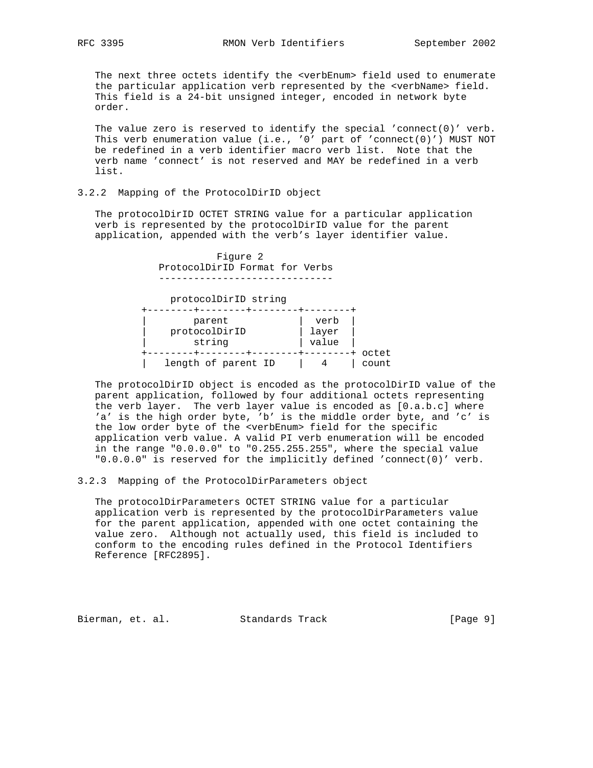The next three octets identify the <verbEnum> field used to enumerate the particular application verb represented by the <verbName> field. This field is a 24-bit unsigned integer, encoded in network byte order.

The value zero is reserved to identify the special 'connect(0)' verb. This verb enumeration value (i.e., '0' part of 'connect(0)') MUST NOT be redefined in a verb identifier macro verb list. Note that the verb name 'connect' is not reserved and MAY be redefined in a verb list.

### 3.2.2 Mapping of the ProtocolDirID object

The protocolDirID OCTET STRING value for a particular application verb is represented by the protocolDirID value for the parent application, appended with the verb's layer identifier value.

```
                    Figure 2
             ProtocolDirID Format for Verbs
             ------------------------------

               protocolDirID string
          +--------+--------+--------+--------+
          |        parent            |  verb  |
          |    protocolDirID         | layer  |
          |        string            | value  |
          +--------+--------+--------+--------+ octet
          |   length of parent ID    |   4    | count
```

The protocolDirID object is encoded as the protocolDirID value of the parent application, followed by four additional octets representing the verb layer. The verb layer value is encoded as [0.a.b.c] where 'a' is the high order byte, 'b' is the middle order byte, and 'c' is the low order byte of the <verbEnum> field for the specific application verb value. A valid PI verb enumeration will be encoded in the range "0.0.0.0" to "0.255.255.255", where the special value "0.0.0.0" is reserved for the implicitly defined 'connect(0)' verb.

### 3.2.3 Mapping of the ProtocolDirParameters object

The protocolDirParameters OCTET STRING value for a particular application verb is represented by the protocolDirParameters value for the parent application, appended with one octet containing the value zero. Although not actually used, this field is included to conform to the encoding rules defined in the Protocol Identifiers Reference [RFC2895].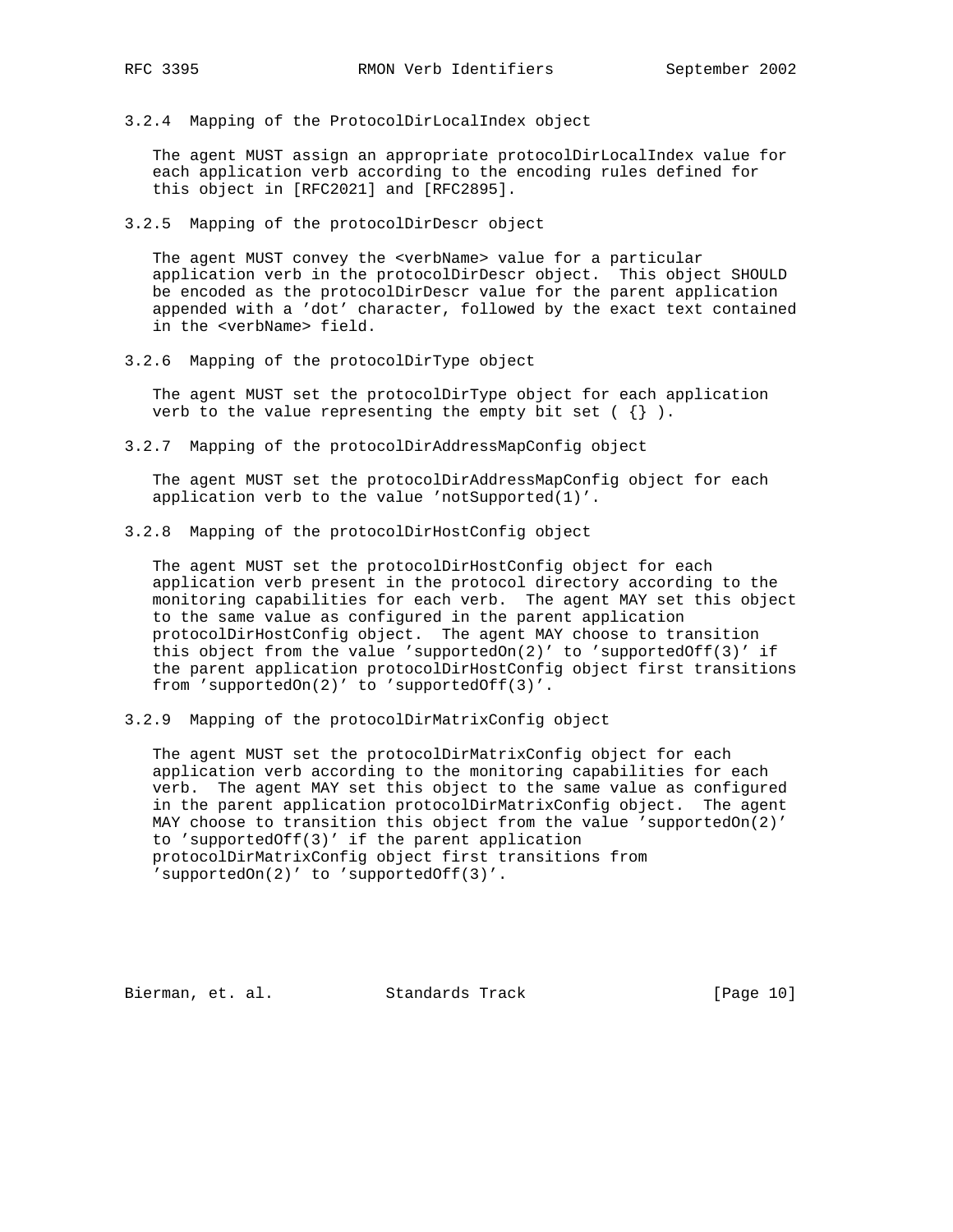### 3.2.4 Mapping of the ProtocolDirLocalIndex object

The agent MUST assign an appropriate protocolDirLocalIndex value for each application verb according to the encoding rules defined for this object in [RFC2021] and [RFC2895].

### 3.2.5 Mapping of the protocolDirDescr object

The agent MUST convey the <verbName> value for a particular application verb in the protocolDirDescr object. This object SHOULD be encoded as the protocolDirDescr value for the parent application appended with a 'dot' character, followed by the exact text contained in the <verbName> field.

### 3.2.6 Mapping of the protocolDirType object

The agent MUST set the protocolDirType object for each application verb to the value representing the empty bit set ( {} ).

### 3.2.7 Mapping of the protocolDirAddressMapConfig object

The agent MUST set the protocolDirAddressMapConfig object for each application verb to the value 'notSupported(1)'.

### 3.2.8 Mapping of the protocolDirHostConfig object

The agent MUST set the protocolDirHostConfig object for each application verb present in the protocol directory according to the monitoring capabilities for each verb. The agent MAY set this object to the same value as configured in the parent application protocolDirHostConfig object. The agent MAY choose to transition this object from the value 'supportedOn(2)' to 'supportedOff(3)' if the parent application protocolDirHostConfig object first transitions from 'supportedOn(2)' to 'supportedOff(3)'.

### 3.2.9 Mapping of the protocolDirMatrixConfig object

The agent MUST set the protocolDirMatrixConfig object for each application verb according to the monitoring capabilities for each verb. The agent MAY set this object to the same value as configured in the parent application protocolDirMatrixConfig object. The agent MAY choose to transition this object from the value 'supportedOn(2)' to 'supportedOff(3)' if the parent application protocolDirMatrixConfig object first transitions from 'supportedOn(2)' to 'supportedOff(3)'.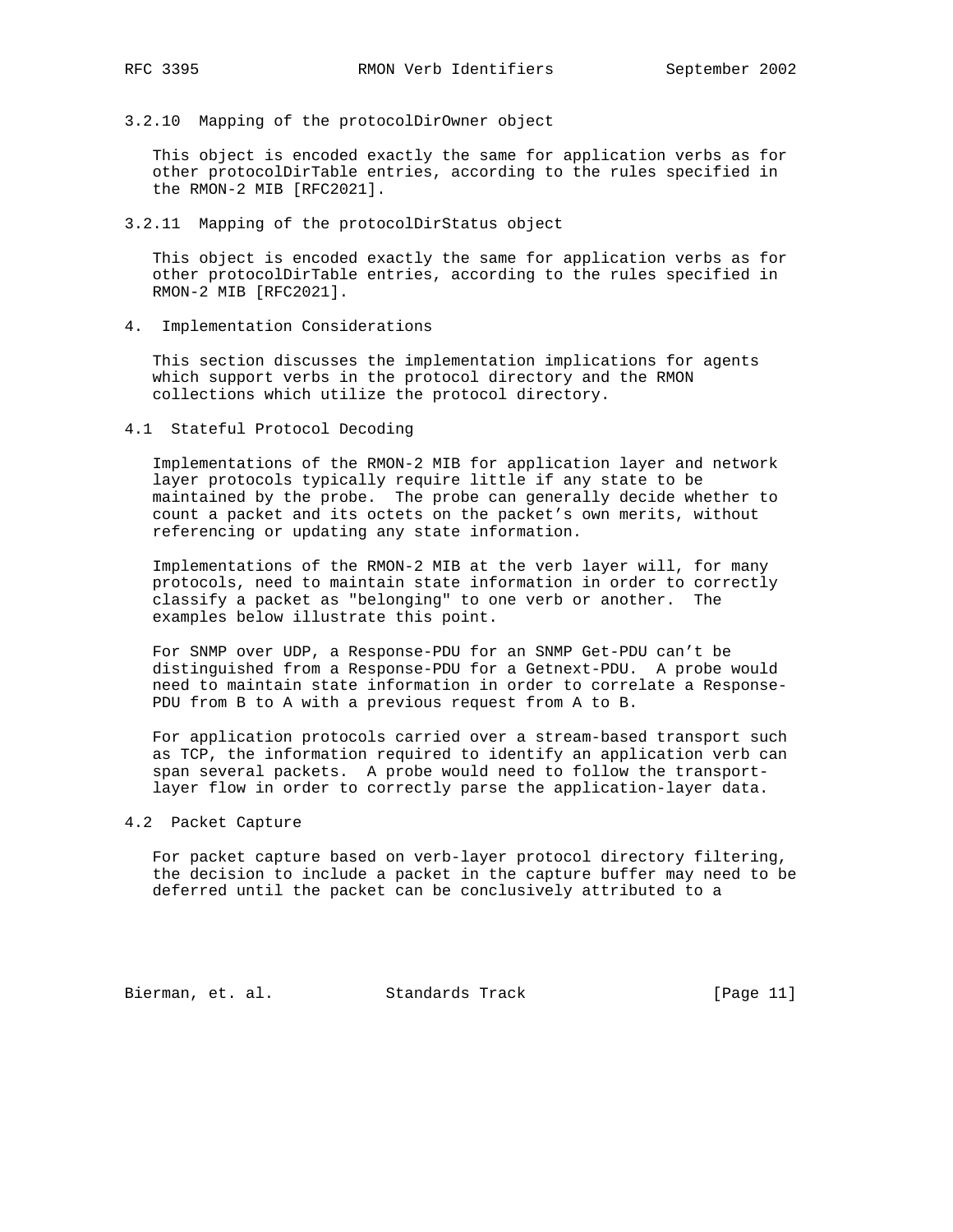#### 3.2.10 Mapping of the protocolDirOwner object

This object is encoded exactly the same for application verbs as for other protocolDirTable entries, according to the rules specified in the RMON-2 MIB [RFC2021].

#### 3.2.11 Mapping of the protocolDirStatus object

This object is encoded exactly the same for application verbs as for other protocolDirTable entries, according to the rules specified in RMON-2 MIB [RFC2021].

## 4. Implementation Considerations

This section discusses the implementation implications for agents which support verbs in the protocol directory and the RMON collections which utilize the protocol directory.

### 4.1 Stateful Protocol Decoding

Implementations of the RMON-2 MIB for application layer and network layer protocols typically require little if any state to be maintained by the probe. The probe can generally decide whether to count a packet and its octets on the packet's own merits, without referencing or updating any state information.

Implementations of the RMON-2 MIB at the verb layer will, for many protocols, need to maintain state information in order to correctly classify a packet as "belonging" to one verb or another. The examples below illustrate this point.

For SNMP over UDP, a Response-PDU for an SNMP Get-PDU can't be distinguished from a Response-PDU for a Getnext-PDU. A probe would need to maintain state information in order to correlate a Response-PDU from B to A with a previous request from A to B.

For application protocols carried over a stream-based transport such as TCP, the information required to identify an application verb can span several packets. A probe would need to follow the transport-layer flow in order to correctly parse the application-layer data.

### 4.2 Packet Capture

For packet capture based on verb-layer protocol directory filtering, the decision to include a packet in the capture buffer may need to be deferred until the packet can be conclusively attributed to a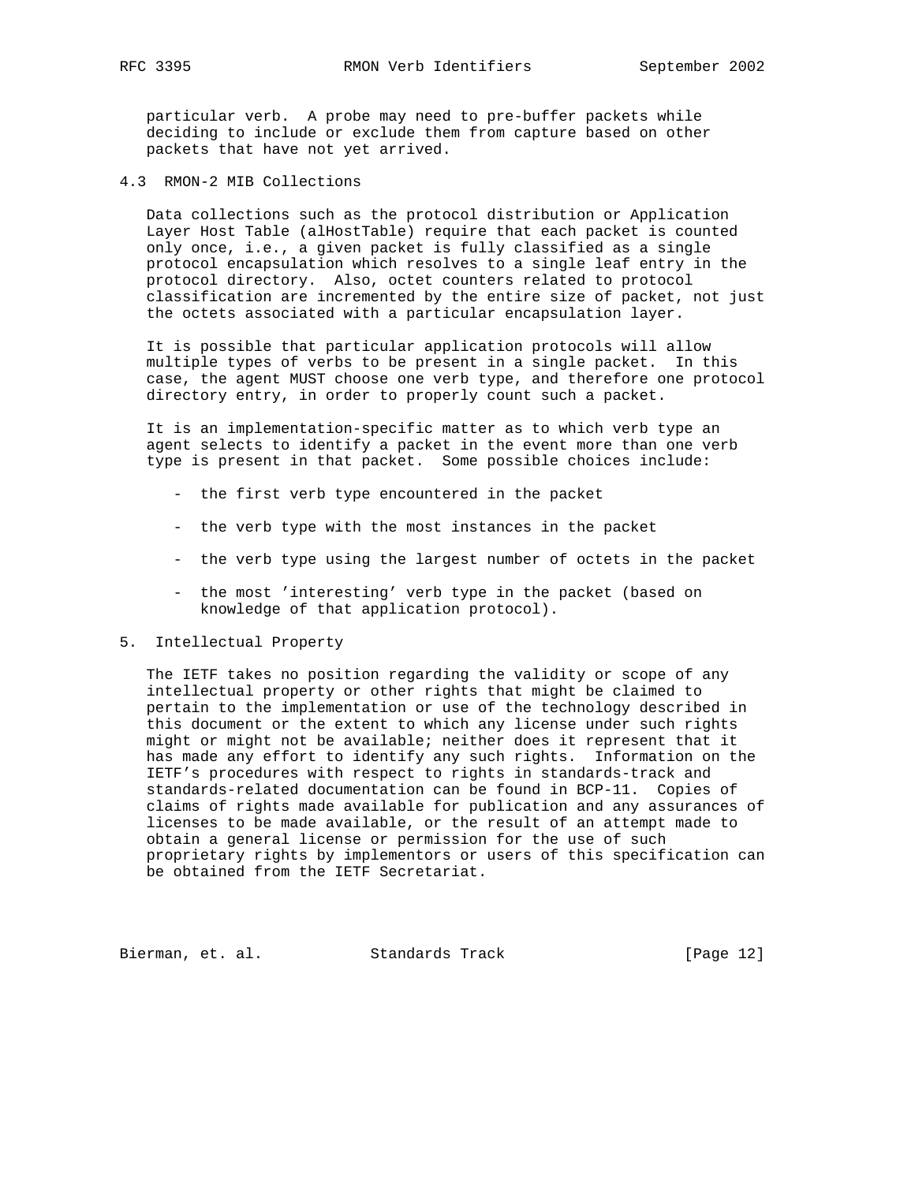particular verb. A probe may need to pre-buffer packets while deciding to include or exclude them from capture based on other packets that have not yet arrived.

### 4.3 RMON-2 MIB Collections

Data collections such as the protocol distribution or Application Layer Host Table (alHostTable) require that each packet is counted only once, i.e., a given packet is fully classified as a single protocol encapsulation which resolves to a single leaf entry in the protocol directory. Also, octet counters related to protocol classification are incremented by the entire size of packet, not just the octets associated with a particular encapsulation layer.

It is possible that particular application protocols will allow multiple types of verbs to be present in a single packet. In this case, the agent MUST choose one verb type, and therefore one protocol directory entry, in order to properly count such a packet.

It is an implementation-specific matter as to which verb type an agent selects to identify a packet in the event more than one verb type is present in that packet. Some possible choices include:

- the first verb type encountered in the packet
- the verb type with the most instances in the packet
- the verb type using the largest number of octets in the packet
- the most 'interesting' verb type in the packet (based on knowledge of that application protocol).

## 5. Intellectual Property

The IETF takes no position regarding the validity or scope of any intellectual property or other rights that might be claimed to pertain to the implementation or use of the technology described in this document or the extent to which any license under such rights might or might not be available; neither does it represent that it has made any effort to identify any such rights. Information on the IETF's procedures with respect to rights in standards-track and standards-related documentation can be found in BCP-11. Copies of claims of rights made available for publication and any assurances of licenses to be made available, or the result of an attempt made to obtain a general license or permission for the use of such proprietary rights by implementors or users of this specification can be obtained from the IETF Secretariat.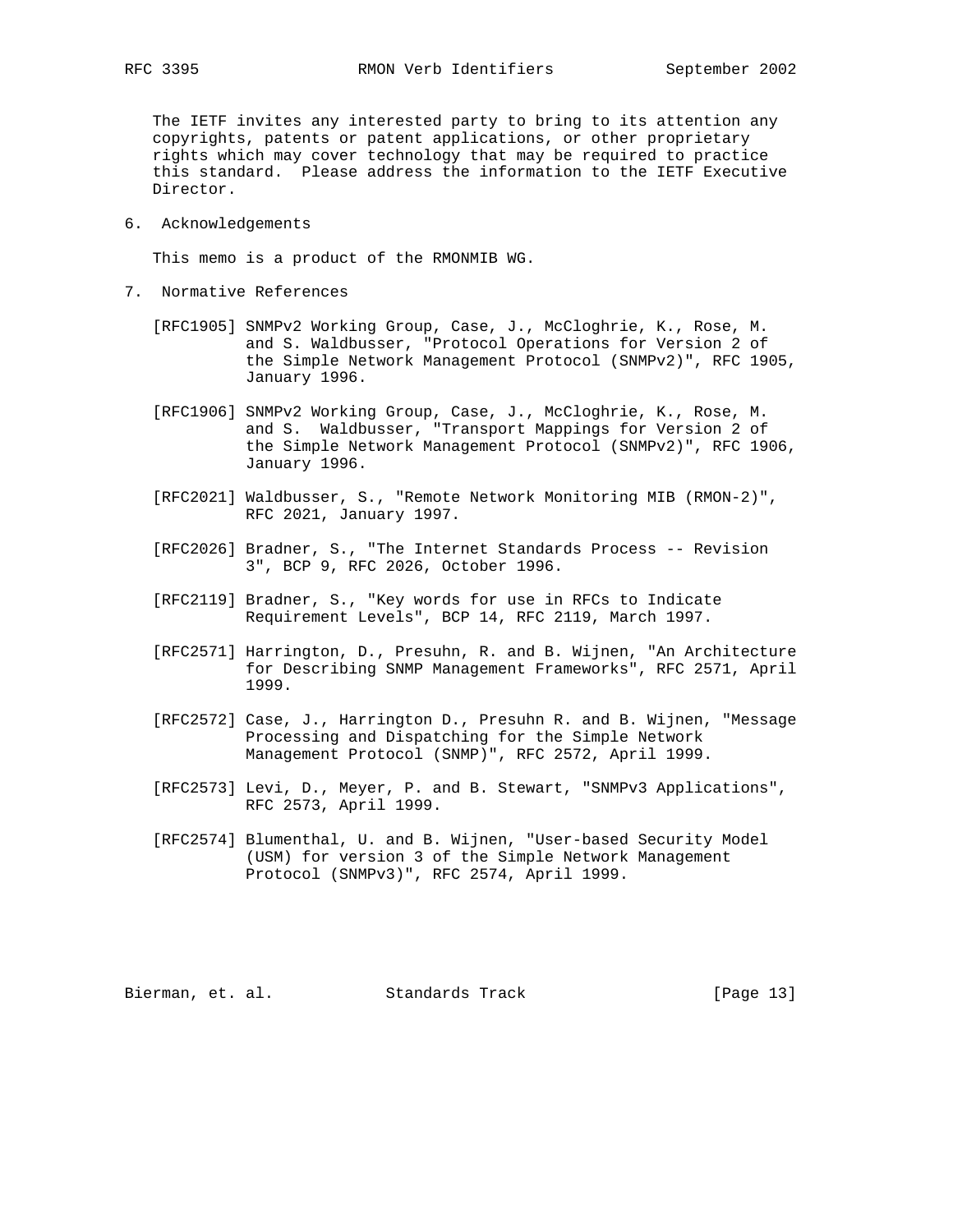The IETF invites any interested party to bring to its attention any copyrights, patents or patent applications, or other proprietary rights which may cover technology that may be required to practice this standard. Please address the information to the IETF Executive Director.

## 6. Acknowledgements

This memo is a product of the RMONMIB WG.

## 7. Normative References

[RFC1905] SNMPv2 Working Group, Case, J., McCloghrie, K., Rose, M. and S. Waldbusser, "Protocol Operations for Version 2 of the Simple Network Management Protocol (SNMPv2)", RFC 1905, January 1996.

[RFC1906] SNMPv2 Working Group, Case, J., McCloghrie, K., Rose, M. and S. Waldbusser, "Transport Mappings for Version 2 of the Simple Network Management Protocol (SNMPv2)", RFC 1906, January 1996.

[RFC2021] Waldbusser, S., "Remote Network Monitoring MIB (RMON-2)", RFC 2021, January 1997.

[RFC2026] Bradner, S., "The Internet Standards Process -- Revision 3", BCP 9, RFC 2026, October 1996.

[RFC2119] Bradner, S., "Key words for use in RFCs to Indicate Requirement Levels", BCP 14, RFC 2119, March 1997.

[RFC2571] Harrington, D., Presuhn, R. and B. Wijnen, "An Architecture for Describing SNMP Management Frameworks", RFC 2571, April 1999.

[RFC2572] Case, J., Harrington D., Presuhn R. and B. Wijnen, "Message Processing and Dispatching for the Simple Network Management Protocol (SNMP)", RFC 2572, April 1999.

[RFC2573] Levi, D., Meyer, P. and B. Stewart, "SNMPv3 Applications", RFC 2573, April 1999.

[RFC2574] Blumenthal, U. and B. Wijnen, "User-based Security Model (USM) for version 3 of the Simple Network Management Protocol (SNMPv3)", RFC 2574, April 1999.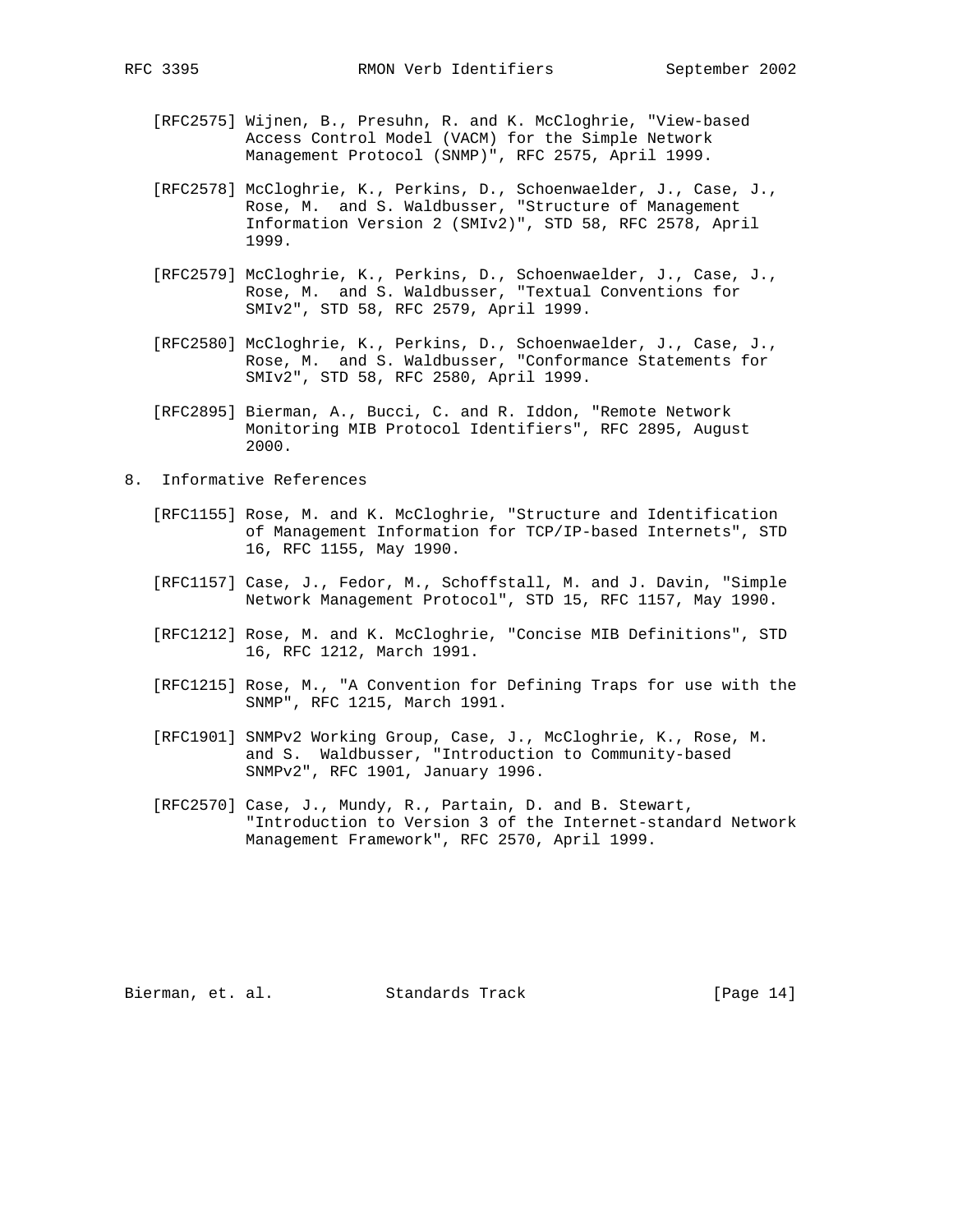[RFC2575] Wijnen, B., Presuhn, R. and K. McCloghrie, "View-based Access Control Model (VACM) for the Simple Network Management Protocol (SNMP)", RFC 2575, April 1999.

[RFC2578] McCloghrie, K., Perkins, D., Schoenwaelder, J., Case, J., Rose, M. and S. Waldbusser, "Structure of Management Information Version 2 (SMIv2)", STD 58, RFC 2578, April 1999.

[RFC2579] McCloghrie, K., Perkins, D., Schoenwaelder, J., Case, J., Rose, M. and S. Waldbusser, "Textual Conventions for SMIv2", STD 58, RFC 2579, April 1999.

[RFC2580] McCloghrie, K., Perkins, D., Schoenwaelder, J., Case, J., Rose, M. and S. Waldbusser, "Conformance Statements for SMIv2", STD 58, RFC 2580, April 1999.

[RFC2895] Bierman, A., Bucci, C. and R. Iddon, "Remote Network Monitoring MIB Protocol Identifiers", RFC 2895, August 2000.

## 8. Informative References

[RFC1155] Rose, M. and K. McCloghrie, "Structure and Identification of Management Information for TCP/IP-based Internets", STD 16, RFC 1155, May 1990.

[RFC1157] Case, J., Fedor, M., Schoffstall, M. and J. Davin, "Simple Network Management Protocol", STD 15, RFC 1157, May 1990.

[RFC1212] Rose, M. and K. McCloghrie, "Concise MIB Definitions", STD 16, RFC 1212, March 1991.

[RFC1215] Rose, M., "A Convention for Defining Traps for use with the SNMP", RFC 1215, March 1991.

[RFC1901] SNMPv2 Working Group, Case, J., McCloghrie, K., Rose, M. and S. Waldbusser, "Introduction to Community-based SNMPv2", RFC 1901, January 1996.

[RFC2570] Case, J., Mundy, R., Partain, D. and B. Stewart, "Introduction to Version 3 of the Internet-standard Network Management Framework", RFC 2570, April 1999.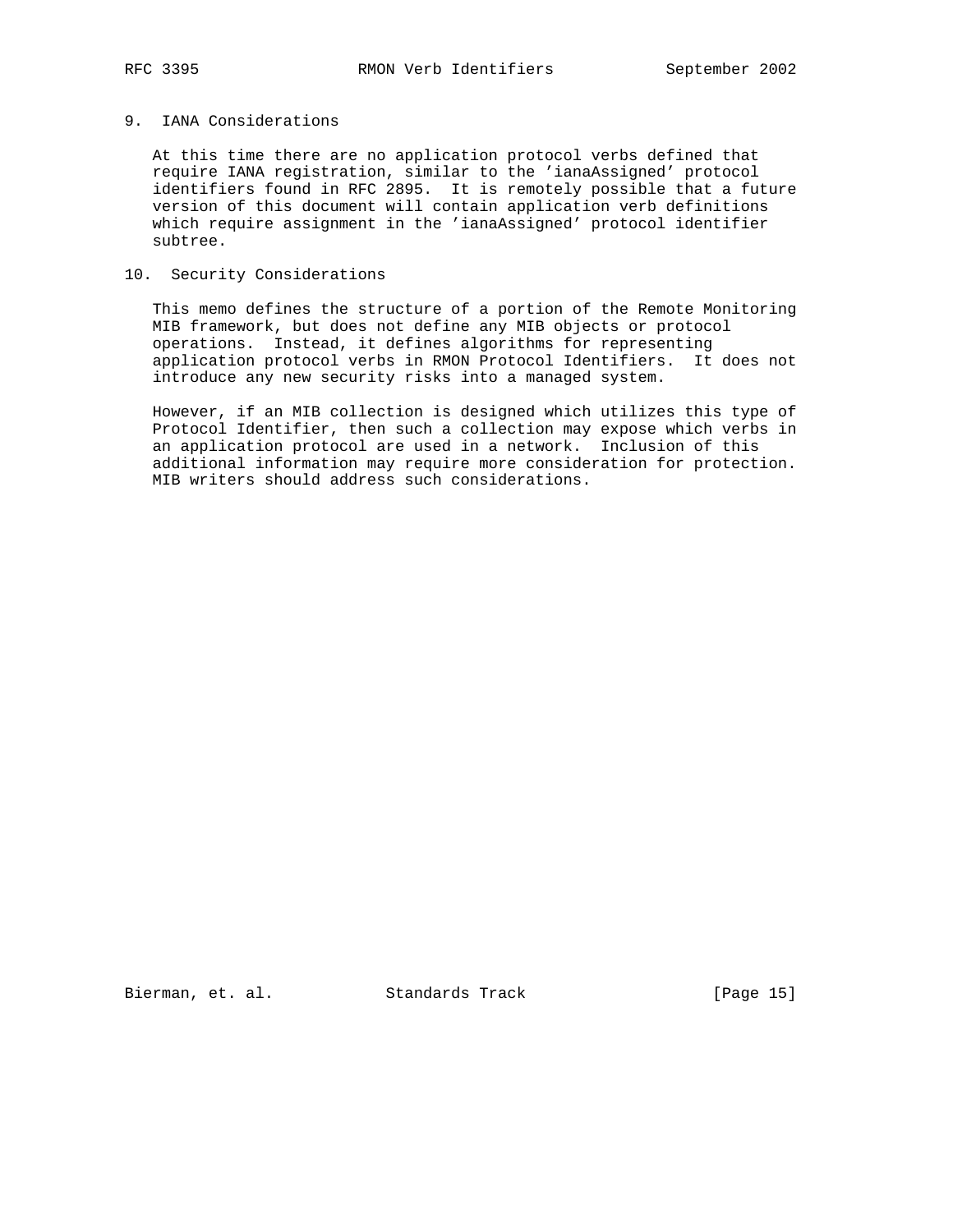## 9. IANA Considerations

At this time there are no application protocol verbs defined that require IANA registration, similar to the 'ianaAssigned' protocol identifiers found in RFC 2895. It is remotely possible that a future version of this document will contain application verb definitions which require assignment in the 'ianaAssigned' protocol identifier subtree.

## 10. Security Considerations

This memo defines the structure of a portion of the Remote Monitoring MIB framework, but does not define any MIB objects or protocol operations. Instead, it defines algorithms for representing application protocol verbs in RMON Protocol Identifiers. It does not introduce any new security risks into a managed system.

However, if an MIB collection is designed which utilizes this type of Protocol Identifier, then such a collection may expose which verbs in an application protocol are used in a network. Inclusion of this additional information may require more consideration for protection. MIB writers should address such considerations.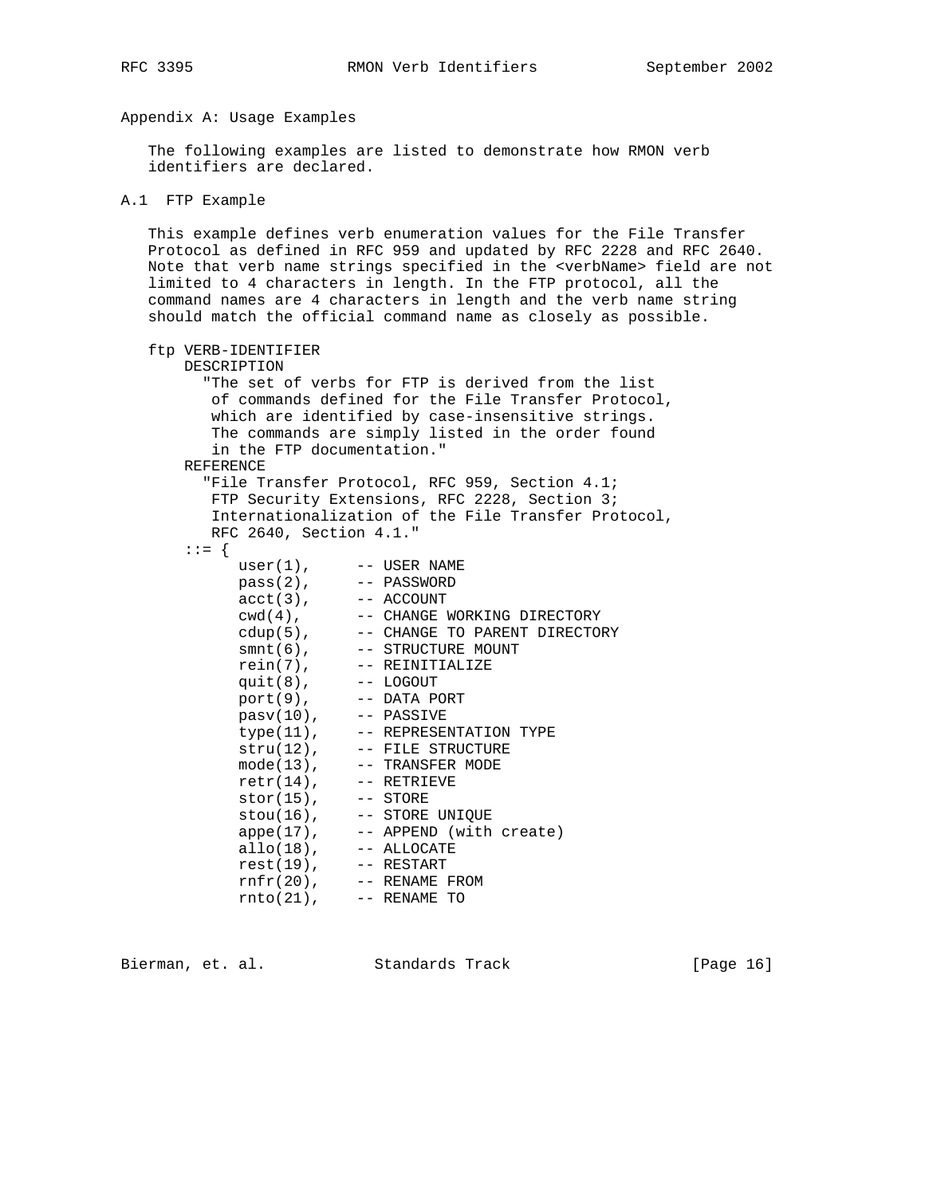## Appendix A: Usage Examples

The following examples are listed to demonstrate how RMON verb identifiers are declared.

### A.1 FTP Example

This example defines verb enumeration values for the File Transfer Protocol as defined in RFC 959 and updated by RFC 2228 and RFC 2640. Note that verb name strings specified in the <verbName> field are not limited to 4 characters in length. In the FTP protocol, all the command names are 4 characters in length and the verb name string should match the official command name as closely as possible.

```
ftp VERB-IDENTIFIER
    DESCRIPTION
      "The set of verbs for FTP is derived from the list
       of commands defined for the File Transfer Protocol,
       which are identified by case-insensitive strings.
       The commands are simply listed in the order found
       in the FTP documentation."
    REFERENCE
      "File Transfer Protocol, RFC 959, Section 4.1;
       FTP Security Extensions, RFC 2228, Section 3;
       Internationalization of the File Transfer Protocol,
       RFC 2640, Section 4.1."
    ::= {
          user(1),     -- USER NAME
          pass(2),     -- PASSWORD
          acct(3),     -- ACCOUNT
          cwd(4),      -- CHANGE WORKING DIRECTORY
          cdup(5),     -- CHANGE TO PARENT DIRECTORY
          smnt(6),     -- STRUCTURE MOUNT
          rein(7),     -- REINITIALIZE
          quit(8),     -- LOGOUT
          port(9),     -- DATA PORT
          pasv(10),    -- PASSIVE
          type(11),    -- REPRESENTATION TYPE
          stru(12),    -- FILE STRUCTURE
          mode(13),    -- TRANSFER MODE
          retr(14),    -- RETRIEVE
          stor(15),    -- STORE
          stou(16),    -- STORE UNIQUE
          appe(17),    -- APPEND (with create)
          allo(18),    -- ALLOCATE
          rest(19),    -- RESTART
          rnfr(20),    -- RENAME FROM
          rnto(21),    -- RENAME TO
```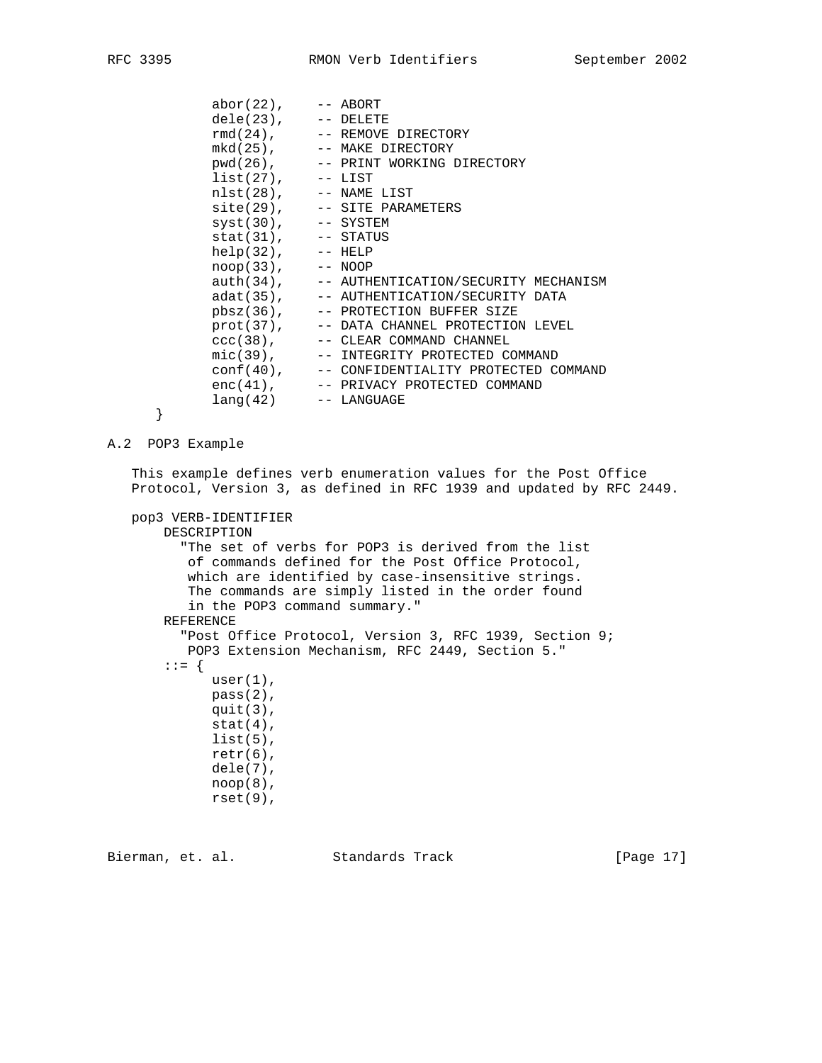```
           abor(22),     -- ABORT
           dele(23),     -- DELETE
           rmd(24),      -- REMOVE DIRECTORY
           mkd(25),      -- MAKE DIRECTORY
           pwd(26),      -- PRINT WORKING DIRECTORY
           list(27),     -- LIST
           nlst(28),     -- NAME LIST
           site(29),     -- SITE PARAMETERS
           syst(30),     -- SYSTEM
           stat(31),     -- STATUS
           help(32),     -- HELP
           noop(33),     -- NOOP
           auth(34),     -- AUTHENTICATION/SECURITY MECHANISM
           adat(35),     -- AUTHENTICATION/SECURITY DATA
           pbsz(36),     -- PROTECTION BUFFER SIZE
           prot(37),     -- DATA CHANNEL PROTECTION LEVEL
           ccc(38),      -- CLEAR COMMAND CHANNEL
           mic(39),      -- INTEGRITY PROTECTED COMMAND
           conf(40),     -- CONFIDENTIALITY PROTECTED COMMAND
           enc(41),      -- PRIVACY PROTECTED COMMAND
           lang(42)      -- LANGUAGE
      }
```

A.2  POP3 Example

This example defines verb enumeration values for the Post Office Protocol, Version 3, as defined in RFC 1939 and updated by RFC 2449.

```
   pop3 VERB-IDENTIFIER
       DESCRIPTION
         "The set of verbs for POP3 is derived from the list
          of commands defined for the Post Office Protocol,
          which are identified by case-insensitive strings.
          The commands are simply listed in the order found
          in the POP3 command summary."
       REFERENCE
         "Post Office Protocol, Version 3, RFC 1939, Section 9;
          POP3 Extension Mechanism, RFC 2449, Section 5."
       ::= {
           user(1),
           pass(2),
           quit(3),
           stat(4),
           list(5),
           retr(6),
           dele(7),
           noop(8),
           rset(9),
```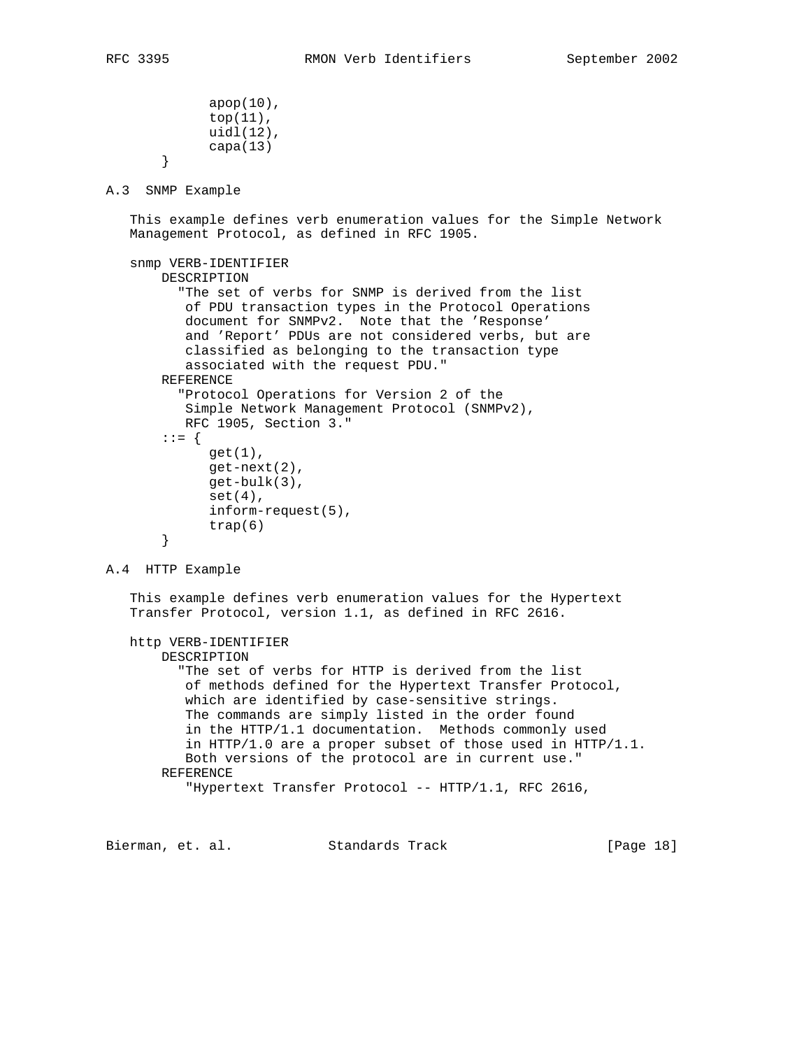```
            apop(10),
            top(11),
            uidl(12),
            capa(13)
       }
```

## A.3 SNMP Example

This example defines verb enumeration values for the Simple Network Management Protocol, as defined in RFC 1905.

```
   snmp VERB-IDENTIFIER
       DESCRIPTION
         "The set of verbs for SNMP is derived from the list
          of PDU transaction types in the Protocol Operations
          document for SNMPv2.  Note that the 'Response'
          and 'Report' PDUs are not considered verbs, but are
          classified as belonging to the transaction type
          associated with the request PDU."
       REFERENCE
         "Protocol Operations for Version 2 of the
          Simple Network Management Protocol (SNMPv2),
          RFC 1905, Section 3."
       ::= {
            get(1),
            get-next(2),
            get-bulk(3),
            set(4),
            inform-request(5),
            trap(6)
       }
```

## A.4 HTTP Example

This example defines verb enumeration values for the Hypertext Transfer Protocol, version 1.1, as defined in RFC 2616.

```
   http VERB-IDENTIFIER
       DESCRIPTION
         "The set of verbs for HTTP is derived from the list
          of methods defined for the Hypertext Transfer Protocol,
          which are identified by case-sensitive strings.
          The commands are simply listed in the order found
          in the HTTP/1.1 documentation.  Methods commonly used
          in HTTP/1.0 are a proper subset of those used in HTTP/1.1.
          Both versions of the protocol are in current use."
       REFERENCE
          "Hypertext Transfer Protocol -- HTTP/1.1, RFC 2616,
```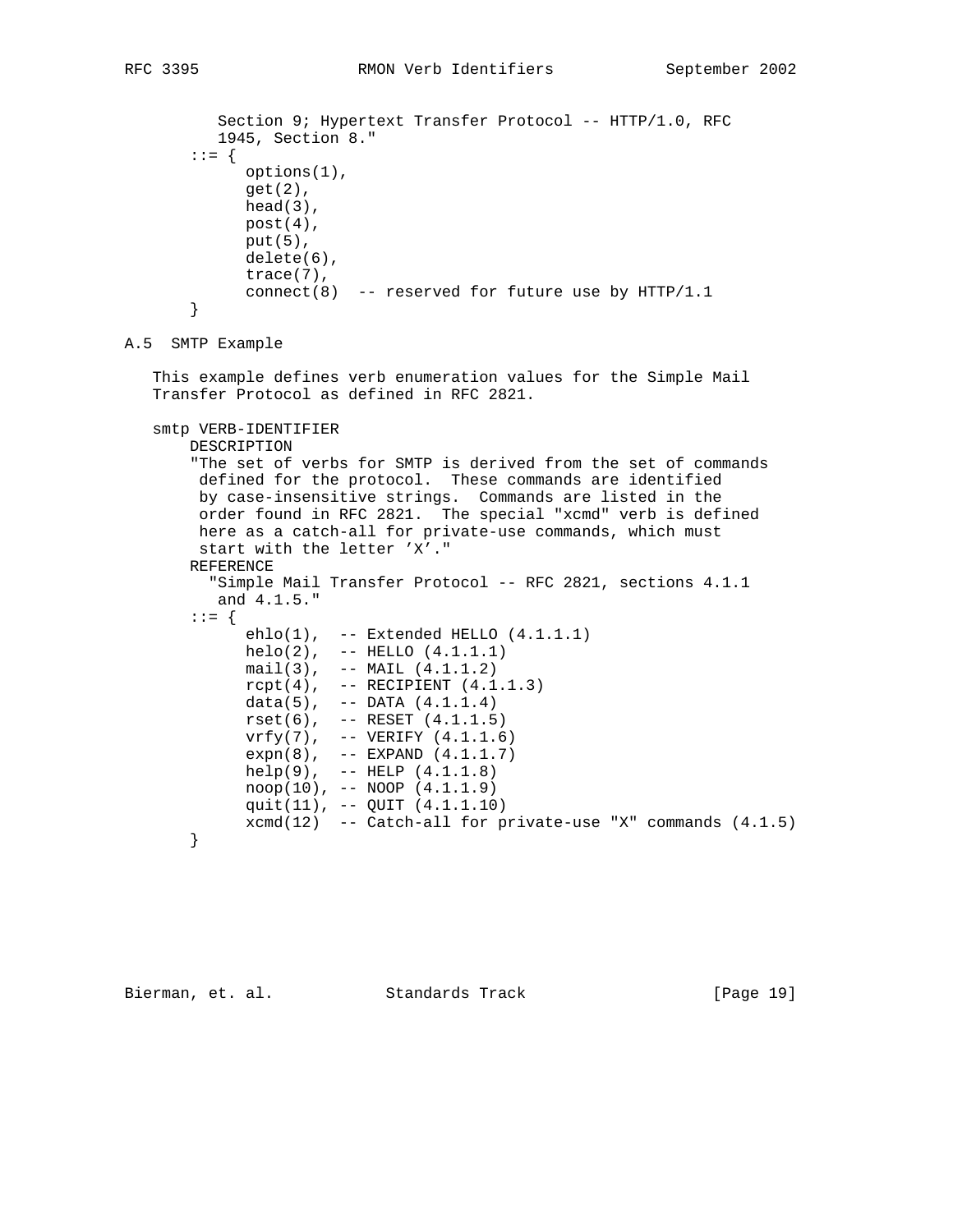```
          Section 9; Hypertext Transfer Protocol -- HTTP/1.0, RFC
          1945, Section 8."
       ::= {
            options(1),
            get(2),
            head(3),
            post(4),
            put(5),
            delete(6),
            trace(7),
            connect(8)  -- reserved for future use by HTTP/1.1
       }
```

## A.5 SMTP Example

This example defines verb enumeration values for the Simple Mail Transfer Protocol as defined in RFC 2821.

```
   smtp VERB-IDENTIFIER
       DESCRIPTION
       "The set of verbs for SMTP is derived from the set of commands
        defined for the protocol.  These commands are identified
        by case-insensitive strings.  Commands are listed in the
        order found in RFC 2821.  The special "xcmd" verb is defined
        here as a catch-all for private-use commands, which must
        start with the letter 'X'."
       REFERENCE
         "Simple Mail Transfer Protocol -- RFC 2821, sections 4.1.1
          and 4.1.5."
       ::= {
            ehlo(1),  -- Extended HELLO (4.1.1.1)
            helo(2),  -- HELLO (4.1.1.1)
            mail(3),  -- MAIL (4.1.1.2)
            rcpt(4),  -- RECIPIENT (4.1.1.3)
            data(5),  -- DATA (4.1.1.4)
            rset(6),  -- RESET (4.1.1.5)
            vrfy(7),  -- VERIFY (4.1.1.6)
            expn(8),  -- EXPAND (4.1.1.7)
            help(9),  -- HELP (4.1.1.8)
            noop(10), -- NOOP (4.1.1.9)
            quit(11), -- QUIT (4.1.1.10)
            xcmd(12)  -- Catch-all for private-use "X" commands (4.1.5)
       }
```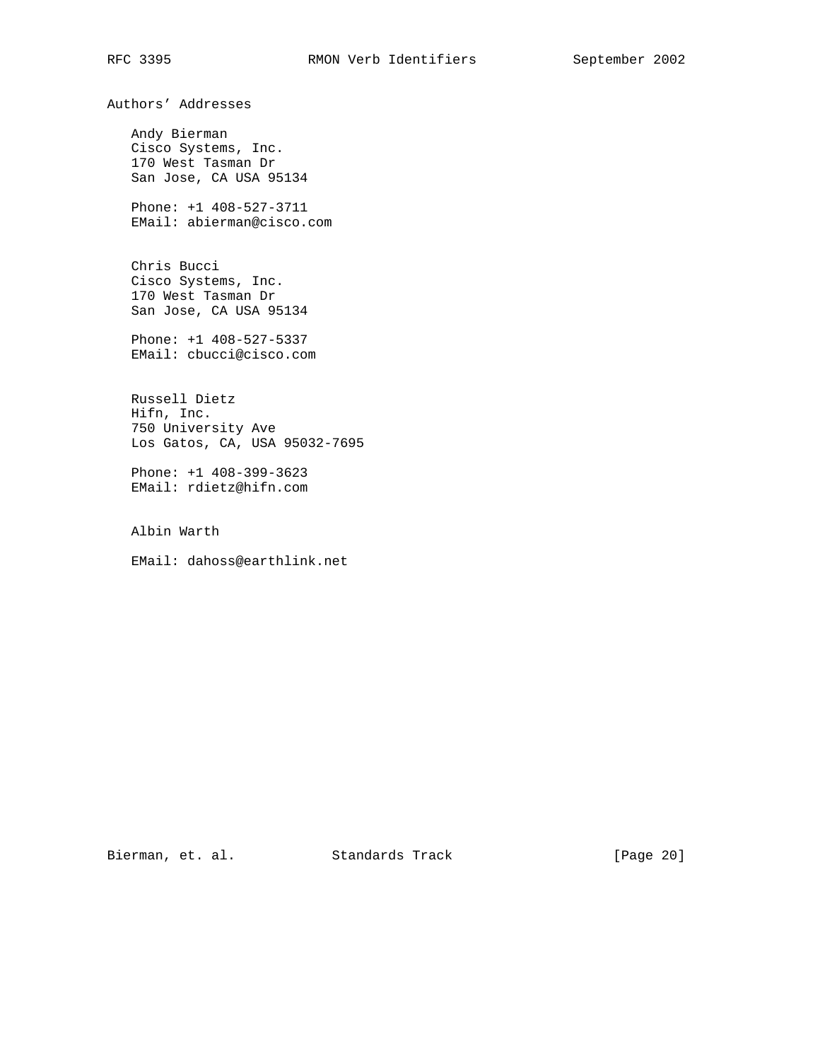## Authors' Addresses

Andy Bierman
Cisco Systems, Inc.
170 West Tasman Dr
San Jose, CA USA 95134

Phone: +1 408-527-3711
EMail: abierman@cisco.com

Chris Bucci
Cisco Systems, Inc.
170 West Tasman Dr
San Jose, CA USA 95134

Phone: +1 408-527-5337
EMail: cbucci@cisco.com

Russell Dietz
Hifn, Inc.
750 University Ave
Los Gatos, CA, USA 95032-7695

Phone: +1 408-399-3623
EMail: rdietz@hifn.com

Albin Warth

EMail: dahoss@earthlink.net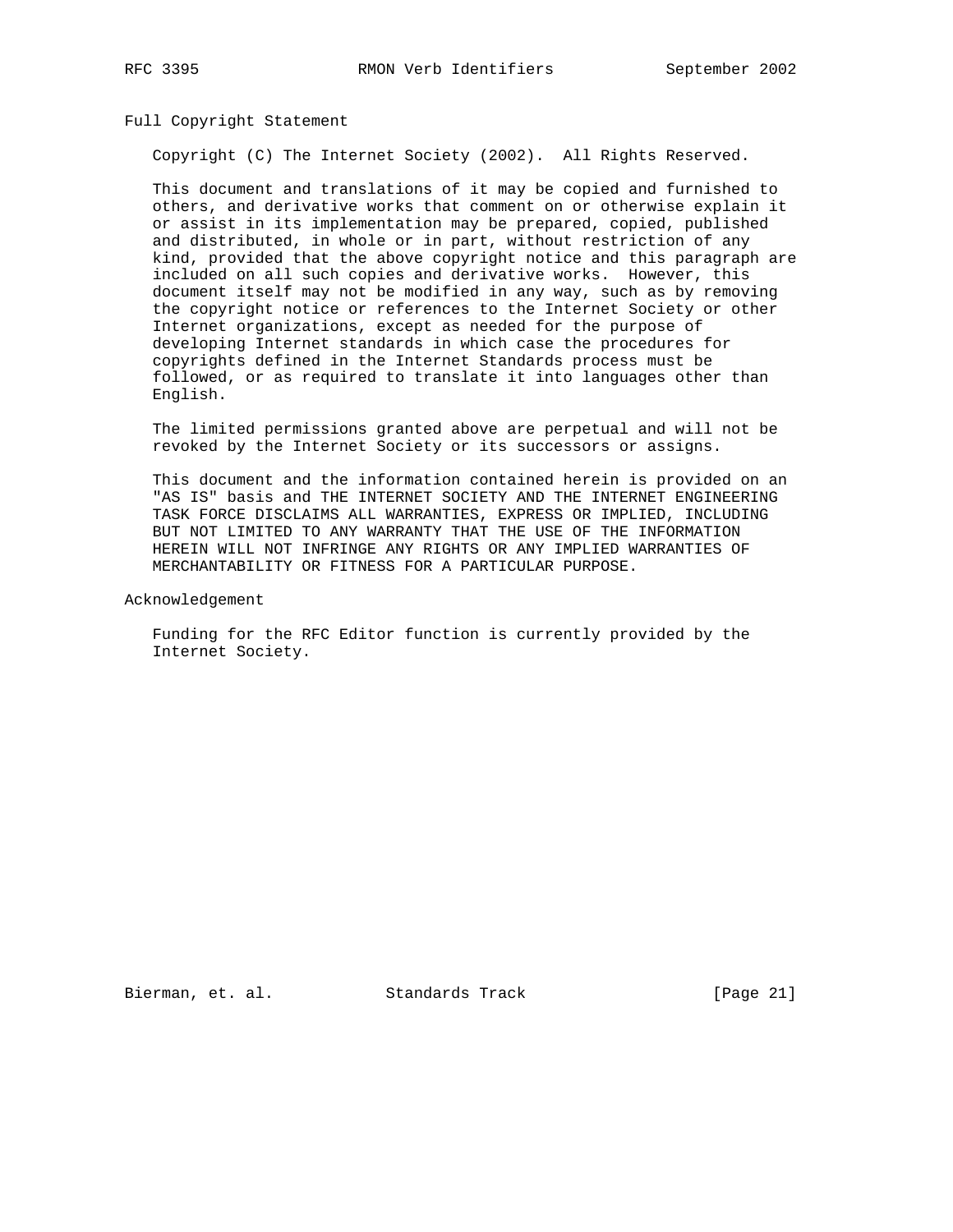## Full Copyright Statement

Copyright (C) The Internet Society (2002). All Rights Reserved.

This document and translations of it may be copied and furnished to others, and derivative works that comment on or otherwise explain it or assist in its implementation may be prepared, copied, published and distributed, in whole or in part, without restriction of any kind, provided that the above copyright notice and this paragraph are included on all such copies and derivative works. However, this document itself may not be modified in any way, such as by removing the copyright notice or references to the Internet Society or other Internet organizations, except as needed for the purpose of developing Internet standards in which case the procedures for copyrights defined in the Internet Standards process must be followed, or as required to translate it into languages other than English.

The limited permissions granted above are perpetual and will not be revoked by the Internet Society or its successors or assigns.

This document and the information contained herein is provided on an "AS IS" basis and THE INTERNET SOCIETY AND THE INTERNET ENGINEERING TASK FORCE DISCLAIMS ALL WARRANTIES, EXPRESS OR IMPLIED, INCLUDING BUT NOT LIMITED TO ANY WARRANTY THAT THE USE OF THE INFORMATION HEREIN WILL NOT INFRINGE ANY RIGHTS OR ANY IMPLIED WARRANTIES OF MERCHANTABILITY OR FITNESS FOR A PARTICULAR PURPOSE.

## Acknowledgement

Funding for the RFC Editor function is currently provided by the Internet Society.